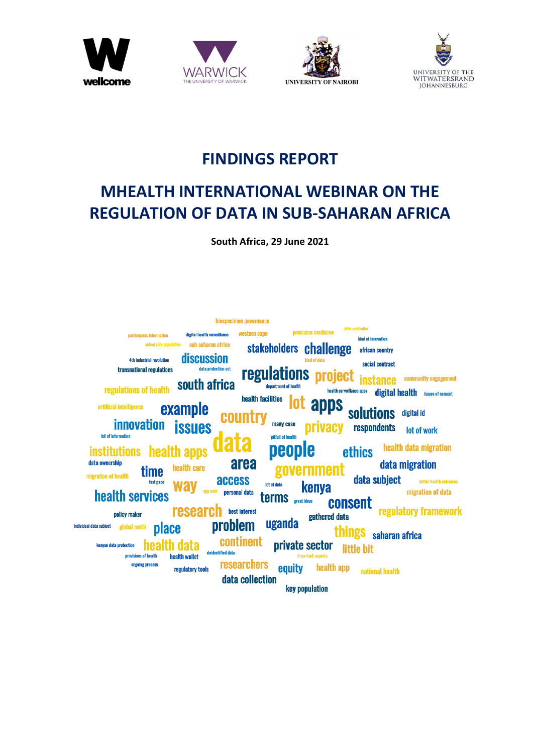wellcome

WARWICK
THE UNIVERSITY OF WARWICK

UNIVERSITY OF NAIROBI

UNIVERSITY OF THE WITWATERSRAND, JOHANNESBURG

# FINDINGS REPORT

# MHEALTH INTERNATIONAL WEBINAR ON THE REGULATION OF DATA IN SUB-SAHARAN AFRICA

**South Africa, 29 June 2021**

biospecimen governance participants information digital health surveillance western cape precision medicine data controller kind of innovation vulnerable population sub saharan africa stakeholders challenge african country 4th industrial revolution discussion kind of data social contract transnational regulations data protection act regulations project instance community engagement regulations of health south africa department of health health surveillance apps digital health issues of consent health facilities lot apps artificial intelligence example solutions digital id country innovation issues many case privacy respondents lot of work lot of information pitfall of health data institutions health apps people ethics health data migration data ownership area time health care government data migration migration of health fast pace access lot of data data subject better health outcomes way kenya app user personal data health services terms great ideas consent migration of data research best interest policy maker regulatory framework gathered data individual data subject global north place problem uganda things saharan africa kenyan data protection health data continent private sector little bit deidentified data provisions of health health wallet important aspects ongoing process regulatory tools researchers equity health app national health data collection key population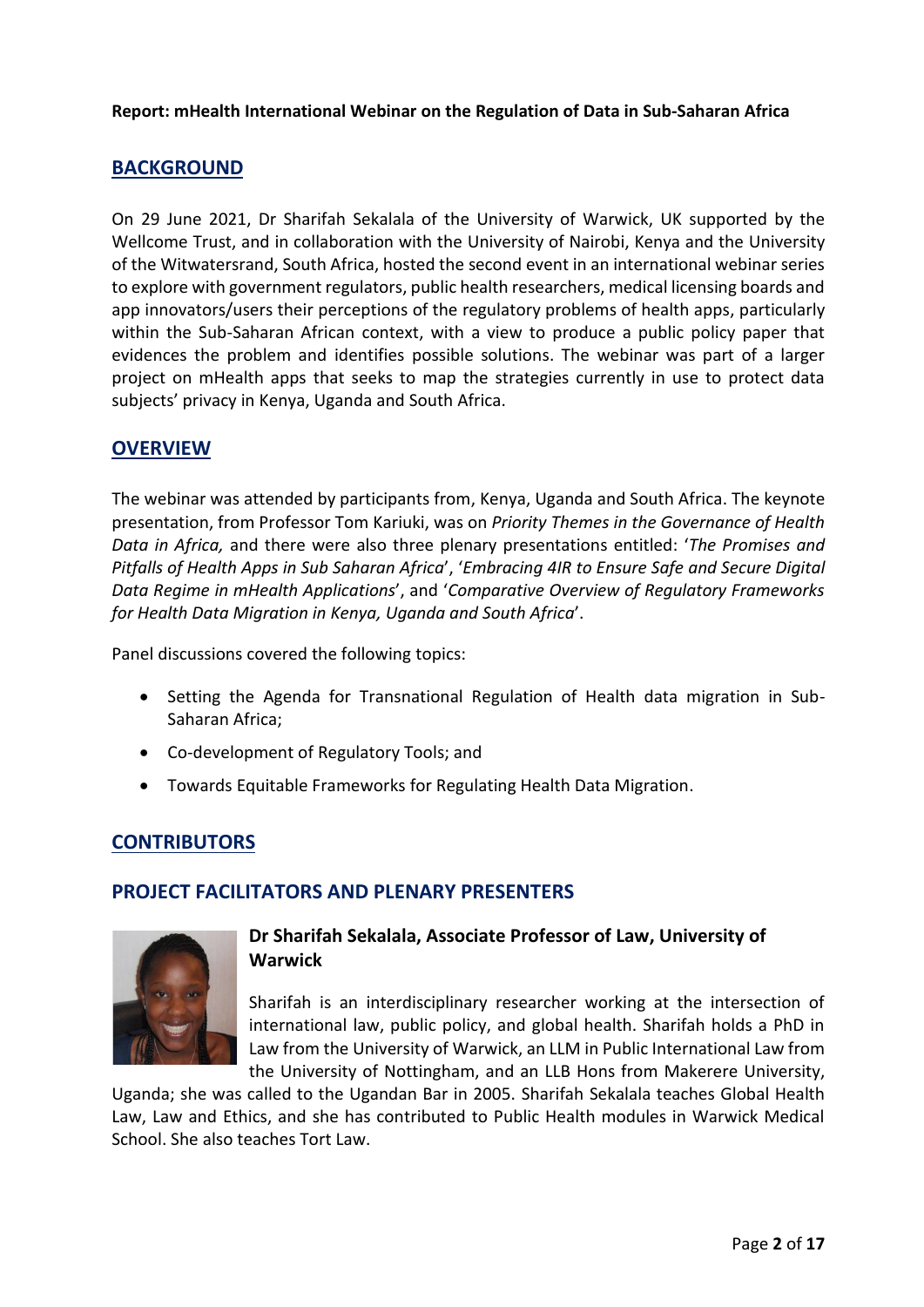**Report: mHealth International Webinar on the Regulation of Data in Sub-Saharan Africa**

## BACKGROUND

On 29 June 2021, Dr Sharifah Sekalala of the University of Warwick, UK supported by the Wellcome Trust, and in collaboration with the University of Nairobi, Kenya and the University of the Witwatersrand, South Africa, hosted the second event in an international webinar series to explore with government regulators, public health researchers, medical licensing boards and app innovators/users their perceptions of the regulatory problems of health apps, particularly within the Sub-Saharan African context, with a view to produce a public policy paper that evidences the problem and identifies possible solutions. The webinar was part of a larger project on mHealth apps that seeks to map the strategies currently in use to protect data subjects' privacy in Kenya, Uganda and South Africa.

## OVERVIEW

The webinar was attended by participants from, Kenya, Uganda and South Africa. The keynote presentation, from Professor Tom Kariuki, was on *Priority Themes in the Governance of Health Data in Africa,* and there were also three plenary presentations entitled: '*The Promises and Pitfalls of Health Apps in Sub Saharan Africa*', '*Embracing 4IR to Ensure Safe and Secure Digital Data Regime in mHealth Applications*', and '*Comparative Overview of Regulatory Frameworks for Health Data Migration in Kenya, Uganda and South Africa*'.

Panel discussions covered the following topics:

- Setting the Agenda for Transnational Regulation of Health data migration in Sub-Saharan Africa;
- Co-development of Regulatory Tools; and
- Towards Equitable Frameworks for Regulating Health Data Migration.

## CONTRIBUTORS

### PROJECT FACILITATORS AND PLENARY PRESENTERS

#### Dr Sharifah Sekalala, Associate Professor of Law, University of Warwick

Sharifah is an interdisciplinary researcher working at the intersection of international law, public policy, and global health. Sharifah holds a PhD in Law from the University of Warwick, an LLM in Public International Law from the University of Nottingham, and an LLB Hons from Makerere University, Uganda; she was called to the Ugandan Bar in 2005. Sharifah Sekalala teaches Global Health Law, Law and Ethics, and she has contributed to Public Health modules in Warwick Medical School. She also teaches Tort Law.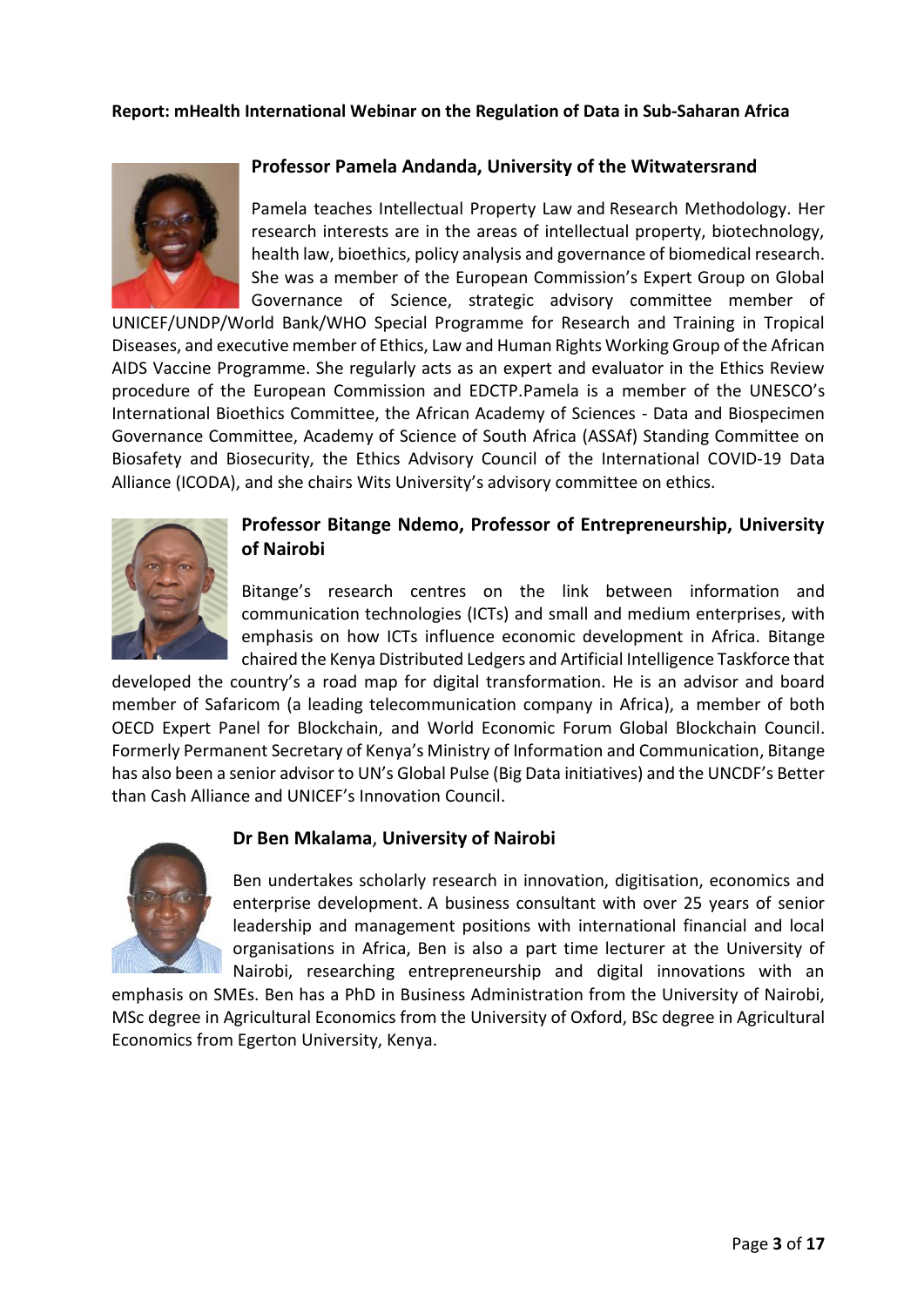**Report: mHealth International Webinar on the Regulation of Data in Sub-Saharan Africa**

### Professor Pamela Andanda, University of the Witwatersrand

Pamela teaches Intellectual Property Law and Research Methodology. Her research interests are in the areas of intellectual property, biotechnology, health law, bioethics, policy analysis and governance of biomedical research. She was a member of the European Commission's Expert Group on Global Governance of Science, strategic advisory committee member of UNICEF/UNDP/World Bank/WHO Special Programme for Research and Training in Tropical Diseases, and executive member of Ethics, Law and Human Rights Working Group of the African AIDS Vaccine Programme. She regularly acts as an expert and evaluator in the Ethics Review procedure of the European Commission and EDCTP.Pamela is a member of the UNESCO's International Bioethics Committee, the African Academy of Sciences - Data and Biospecimen Governance Committee, Academy of Science of South Africa (ASSAf) Standing Committee on Biosafety and Biosecurity, the Ethics Advisory Council of the International COVID-19 Data Alliance (ICODA), and she chairs Wits University's advisory committee on ethics.

### Professor Bitange Ndemo, Professor of Entrepreneurship, University of Nairobi

Bitange's research centres on the link between information and communication technologies (ICTs) and small and medium enterprises, with emphasis on how ICTs influence economic development in Africa. Bitange chaired the Kenya Distributed Ledgers and Artificial Intelligence Taskforce that developed the country's a road map for digital transformation. He is an advisor and board member of Safaricom (a leading telecommunication company in Africa), a member of both OECD Expert Panel for Blockchain, and World Economic Forum Global Blockchain Council. Formerly Permanent Secretary of Kenya's Ministry of Information and Communication, Bitange has also been a senior advisor to UN's Global Pulse (Big Data initiatives) and the UNCDF's Better than Cash Alliance and UNICEF's Innovation Council.

### Dr Ben Mkalama, University of Nairobi

Ben undertakes scholarly research in innovation, digitisation, economics and enterprise development. A business consultant with over 25 years of senior leadership and management positions with international financial and local organisations in Africa, Ben is also a part time lecturer at the University of Nairobi, researching entrepreneurship and digital innovations with an emphasis on SMEs. Ben has a PhD in Business Administration from the University of Nairobi, MSc degree in Agricultural Economics from the University of Oxford, BSc degree in Agricultural Economics from Egerton University, Kenya.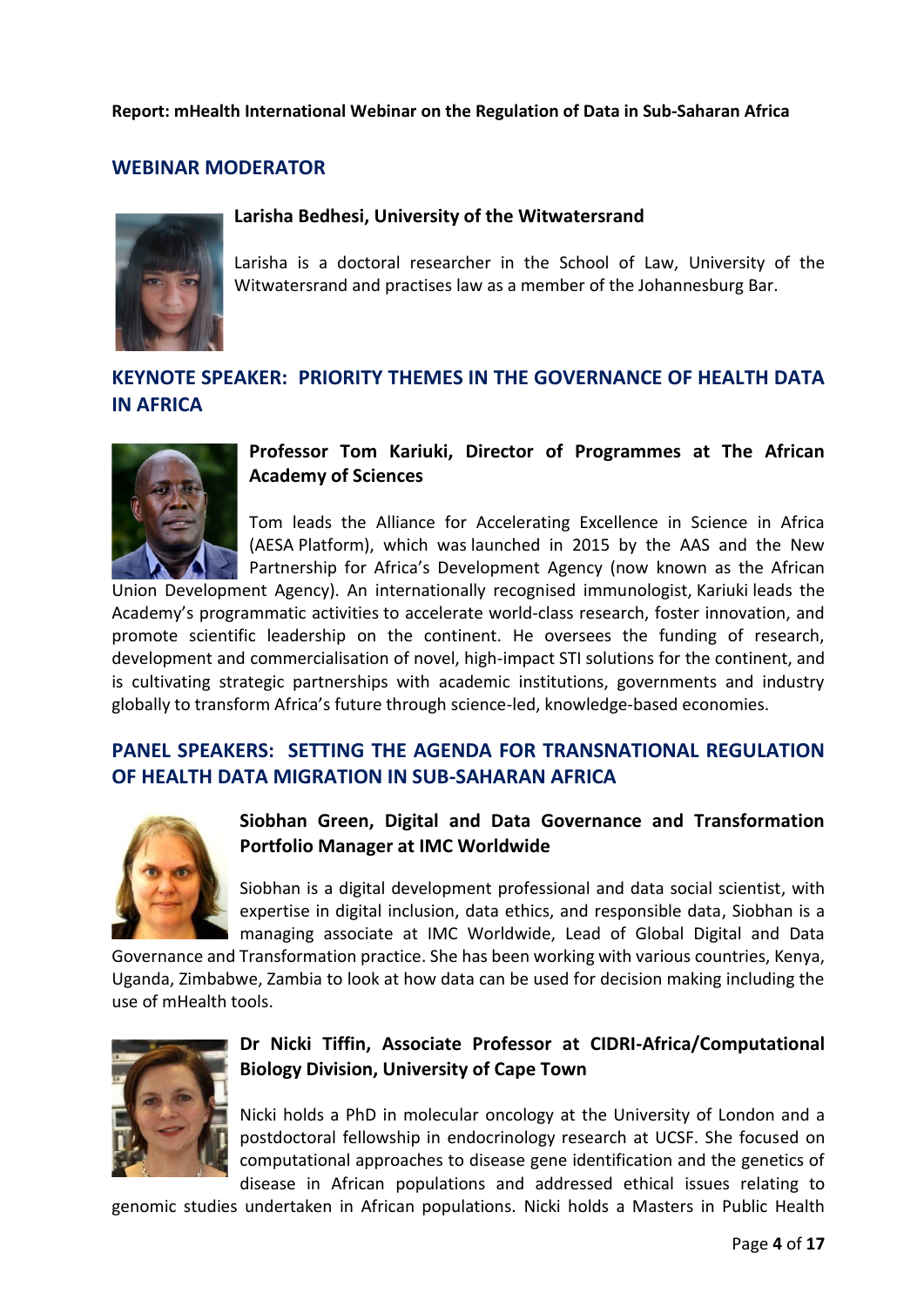**Report: mHealth International Webinar on the Regulation of Data in Sub-Saharan Africa**

## WEBINAR MODERATOR

**Larisha Bedhesi, University of the Witwatersrand**

Larisha is a doctoral researcher in the School of Law, University of the Witwatersrand and practises law as a member of the Johannesburg Bar.

## KEYNOTE SPEAKER: PRIORITY THEMES IN THE GOVERNANCE OF HEALTH DATA IN AFRICA

**Professor Tom Kariuki, Director of Programmes at The African Academy of Sciences**

Tom leads the Alliance for Accelerating Excellence in Science in Africa (AESA Platform), which was launched in 2015 by the AAS and the New Partnership for Africa's Development Agency (now known as the African Union Development Agency). An internationally recognised immunologist, Kariuki leads the Academy's programmatic activities to accelerate world-class research, foster innovation, and promote scientific leadership on the continent. He oversees the funding of research, development and commercialisation of novel, high-impact STI solutions for the continent, and is cultivating strategic partnerships with academic institutions, governments and industry globally to transform Africa's future through science-led, knowledge-based economies.

## PANEL SPEAKERS: SETTING THE AGENDA FOR TRANSNATIONAL REGULATION OF HEALTH DATA MIGRATION IN SUB-SAHARAN AFRICA

**Siobhan Green, Digital and Data Governance and Transformation Portfolio Manager at IMC Worldwide**

Siobhan is a digital development professional and data social scientist, with expertise in digital inclusion, data ethics, and responsible data, Siobhan is a managing associate at IMC Worldwide, Lead of Global Digital and Data Governance and Transformation practice. She has been working with various countries, Kenya, Uganda, Zimbabwe, Zambia to look at how data can be used for decision making including the use of mHealth tools.

**Dr Nicki Tiffin, Associate Professor at CIDRI-Africa/Computational Biology Division, University of Cape Town**

Nicki holds a PhD in molecular oncology at the University of London and a postdoctoral fellowship in endocrinology research at UCSF. She focused on computational approaches to disease gene identification and the genetics of disease in African populations and addressed ethical issues relating to genomic studies undertaken in African populations. Nicki holds a Masters in Public Health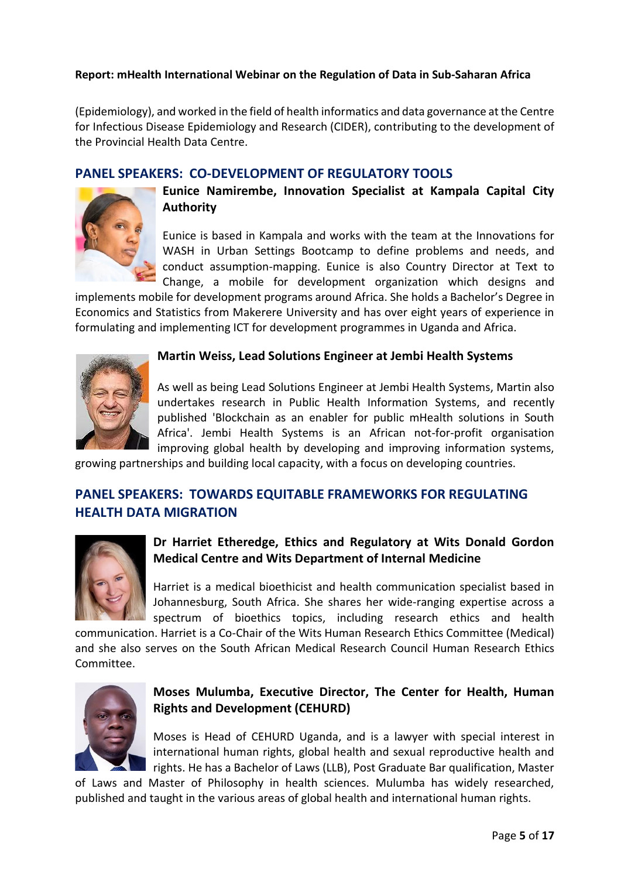(Epidemiology), and worked in the field of health informatics and data governance at the Centre for Infectious Disease Epidemiology and Research (CIDER), contributing to the development of the Provincial Health Data Centre.

## PANEL SPEAKERS: CO-DEVELOPMENT OF REGULATORY TOOLS

**Eunice Namirembe, Innovation Specialist at Kampala Capital City Authority**

Eunice is based in Kampala and works with the team at the Innovations for WASH in Urban Settings Bootcamp to define problems and needs, and conduct assumption-mapping. Eunice is also Country Director at Text to Change, a mobile for development organization which designs and implements mobile for development programs around Africa. She holds a Bachelor's Degree in Economics and Statistics from Makerere University and has over eight years of experience in formulating and implementing ICT for development programmes in Uganda and Africa.

**Martin Weiss, Lead Solutions Engineer at Jembi Health Systems**

As well as being Lead Solutions Engineer at Jembi Health Systems, Martin also undertakes research in Public Health Information Systems, and recently published 'Blockchain as an enabler for public mHealth solutions in South Africa'. Jembi Health Systems is an African not-for-profit organisation improving global health by developing and improving information systems, growing partnerships and building local capacity, with a focus on developing countries.

## PANEL SPEAKERS: TOWARDS EQUITABLE FRAMEWORKS FOR REGULATING HEALTH DATA MIGRATION

**Dr Harriet Etheredge, Ethics and Regulatory at Wits Donald Gordon Medical Centre and Wits Department of Internal Medicine**

Harriet is a medical bioethicist and health communication specialist based in Johannesburg, South Africa. She shares her wide-ranging expertise across a spectrum of bioethics topics, including research ethics and health communication. Harriet is a Co-Chair of the Wits Human Research Ethics Committee (Medical) and she also serves on the South African Medical Research Council Human Research Ethics Committee.

**Moses Mulumba, Executive Director, The Center for Health, Human Rights and Development (CEHURD)**

Moses is Head of CEHURD Uganda, and is a lawyer with special interest in international human rights, global health and sexual reproductive health and rights. He has a Bachelor of Laws (LLB), Post Graduate Bar qualification, Master of Laws and Master of Philosophy in health sciences. Mulumba has widely researched, published and taught in the various areas of global health and international human rights.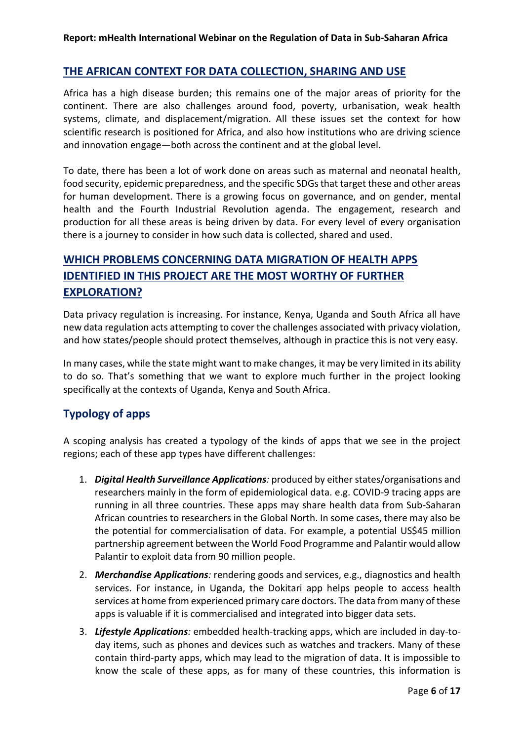## THE AFRICAN CONTEXT FOR DATA COLLECTION, SHARING AND USE

Africa has a high disease burden; this remains one of the major areas of priority for the continent. There are also challenges around food, poverty, urbanisation, weak health systems, climate, and displacement/migration. All these issues set the context for how scientific research is positioned for Africa, and also how institutions who are driving science and innovation engage—both across the continent and at the global level.

To date, there has been a lot of work done on areas such as maternal and neonatal health, food security, epidemic preparedness, and the specific SDGs that target these and other areas for human development. There is a growing focus on governance, and on gender, mental health and the Fourth Industrial Revolution agenda. The engagement, research and production for all these areas is being driven by data. For every level of every organisation there is a journey to consider in how such data is collected, shared and used.

## WHICH PROBLEMS CONCERNING DATA MIGRATION OF HEALTH APPS IDENTIFIED IN THIS PROJECT ARE THE MOST WORTHY OF FURTHER EXPLORATION?

Data privacy regulation is increasing. For instance, Kenya, Uganda and South Africa all have new data regulation acts attempting to cover the challenges associated with privacy violation, and how states/people should protect themselves, although in practice this is not very easy.

In many cases, while the state might want to make changes, it may be very limited in its ability to do so. That's something that we want to explore much further in the project looking specifically at the contexts of Uganda, Kenya and South Africa.

### Typology of apps

A scoping analysis has created a typology of the kinds of apps that we see in the project regions; each of these app types have different challenges:

1. ***Digital Health Surveillance Applications**:* produced by either states/organisations and researchers mainly in the form of epidemiological data. e.g. COVID-9 tracing apps are running in all three countries. These apps may share health data from Sub-Saharan African countries to researchers in the Global North. In some cases, there may also be the potential for commercialisation of data. For example, a potential US$45 million partnership agreement between the World Food Programme and Palantir would allow Palantir to exploit data from 90 million people.
2. ***Merchandise Applications**:* rendering goods and services, e.g., diagnostics and health services. For instance, in Uganda, the Dokitari app helps people to access health services at home from experienced primary care doctors. The data from many of these apps is valuable if it is commercialised and integrated into bigger data sets.
3. ***Lifestyle Applications**:* embedded health-tracking apps, which are included in day-to-day items, such as phones and devices such as watches and trackers. Many of these contain third-party apps, which may lead to the migration of data. It is impossible to know the scale of these apps, as for many of these countries, this information is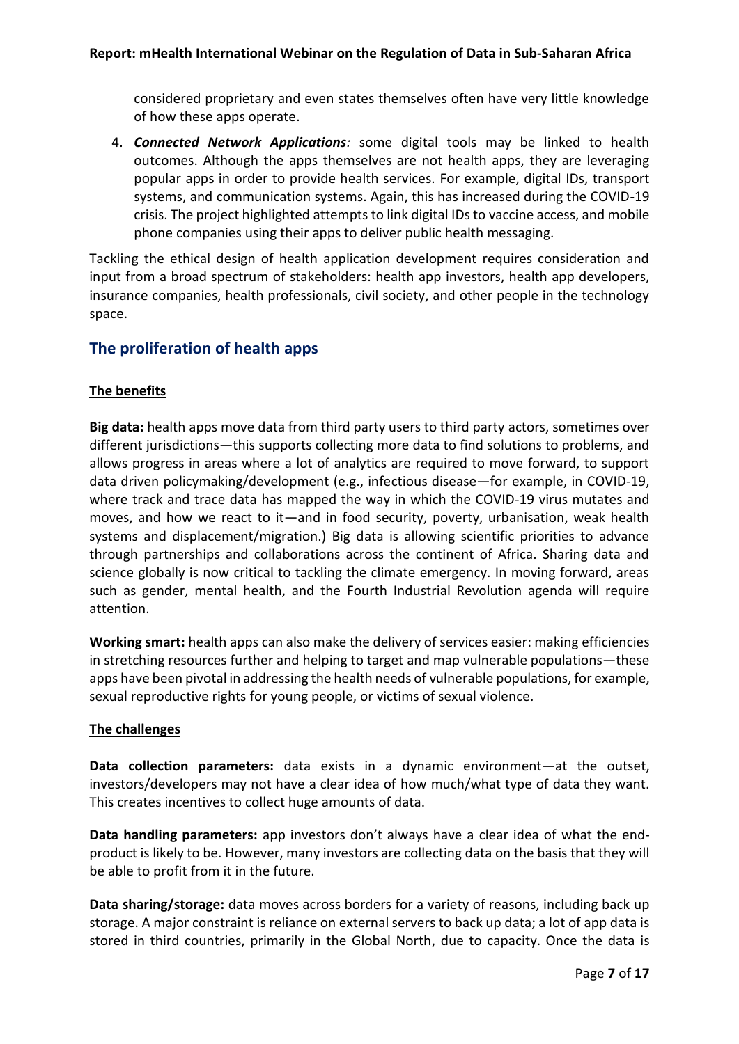considered proprietary and even states themselves often have very little knowledge of how these apps operate.

4. ***Connected Network Applications**:* some digital tools may be linked to health outcomes. Although the apps themselves are not health apps, they are leveraging popular apps in order to provide health services. For example, digital IDs, transport systems, and communication systems. Again, this has increased during the COVID-19 crisis. The project highlighted attempts to link digital IDs to vaccine access, and mobile phone companies using their apps to deliver public health messaging.

Tackling the ethical design of health application development requires consideration and input from a broad spectrum of stakeholders: health app investors, health app developers, insurance companies, health professionals, civil society, and other people in the technology space.

## The proliferation of health apps

### The benefits

**Big data:** health apps move data from third party users to third party actors, sometimes over different jurisdictions—this supports collecting more data to find solutions to problems, and allows progress in areas where a lot of analytics are required to move forward, to support data driven policymaking/development (e.g., infectious disease—for example, in COVID-19, where track and trace data has mapped the way in which the COVID-19 virus mutates and moves, and how we react to it—and in food security, poverty, urbanisation, weak health systems and displacement/migration.) Big data is allowing scientific priorities to advance through partnerships and collaborations across the continent of Africa. Sharing data and science globally is now critical to tackling the climate emergency. In moving forward, areas such as gender, mental health, and the Fourth Industrial Revolution agenda will require attention.

**Working smart:** health apps can also make the delivery of services easier: making efficiencies in stretching resources further and helping to target and map vulnerable populations—these apps have been pivotal in addressing the health needs of vulnerable populations, for example, sexual reproductive rights for young people, or victims of sexual violence.

### The challenges

**Data collection parameters:** data exists in a dynamic environment—at the outset, investors/developers may not have a clear idea of how much/what type of data they want. This creates incentives to collect huge amounts of data.

**Data handling parameters:** app investors don't always have a clear idea of what the end-product is likely to be. However, many investors are collecting data on the basis that they will be able to profit from it in the future.

**Data sharing/storage:** data moves across borders for a variety of reasons, including back up storage. A major constraint is reliance on external servers to back up data; a lot of app data is stored in third countries, primarily in the Global North, due to capacity. Once the data is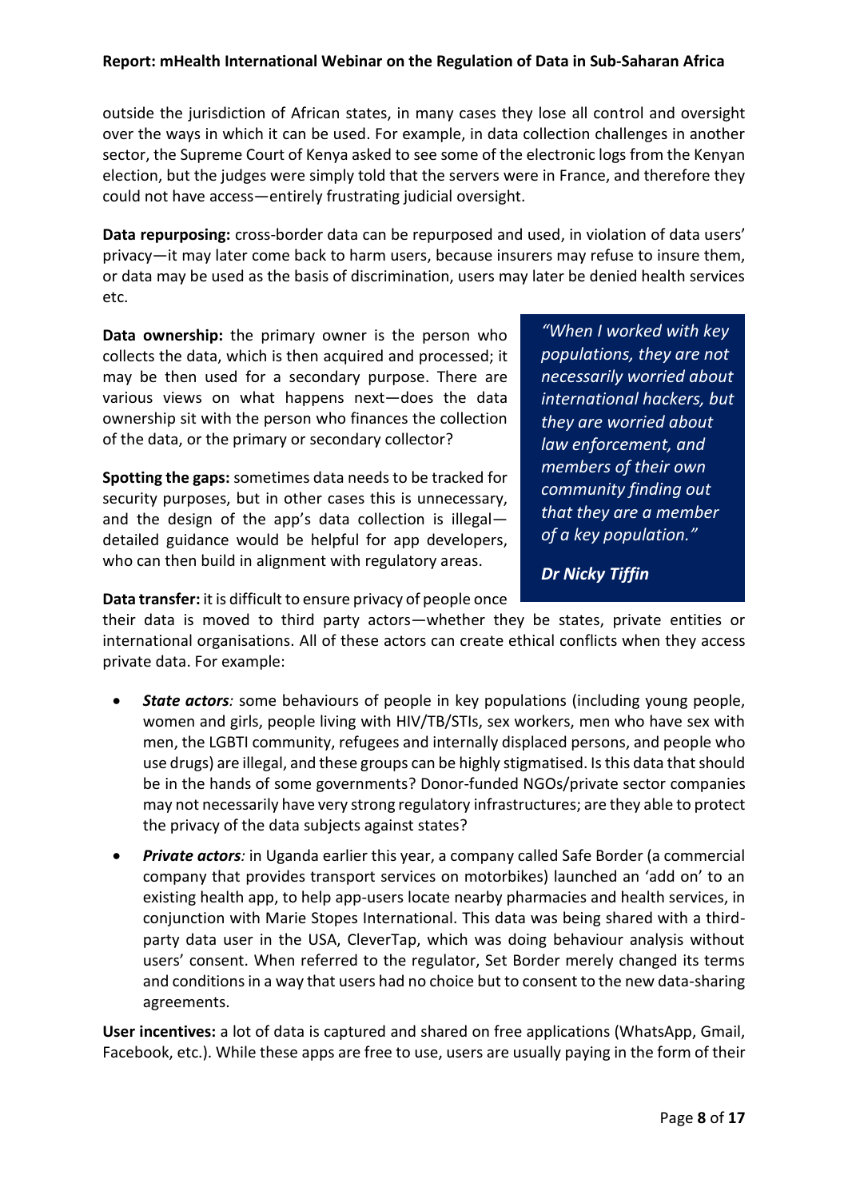outside the jurisdiction of African states, in many cases they lose all control and oversight over the ways in which it can be used. For example, in data collection challenges in another sector, the Supreme Court of Kenya asked to see some of the electronic logs from the Kenyan election, but the judges were simply told that the servers were in France, and therefore they could not have access—entirely frustrating judicial oversight.

**Data repurposing:** cross-border data can be repurposed and used, in violation of data users' privacy—it may later come back to harm users, because insurers may refuse to insure them, or data may be used as the basis of discrimination, users may later be denied health services etc.

**Data ownership:** the primary owner is the person who collects the data, which is then acquired and processed; it may be then used for a secondary purpose. There are various views on what happens next—does the data ownership sit with the person who finances the collection of the data, or the primary or secondary collector?

**Spotting the gaps:** sometimes data needs to be tracked for security purposes, but in other cases this is unnecessary, and the design of the app's data collection is illegal—detailed guidance would be helpful for app developers, who can then build in alignment with regulatory areas.

> *"When I worked with key populations, they are not necessarily worried about international hackers, but they are worried about law enforcement, and members of their own community finding out that they are a member of a key population."*
>
> ***Dr Nicky Tiffin***

**Data transfer:** it is difficult to ensure privacy of people once their data is moved to third party actors—whether they be states, private entities or international organisations. All of these actors can create ethical conflicts when they access private data. For example:

- ***State actors**:* some behaviours of people in key populations (including young people, women and girls, people living with HIV/TB/STIs, sex workers, men who have sex with men, the LGBTI community, refugees and internally displaced persons, and people who use drugs) are illegal, and these groups can be highly stigmatised. Is this data that should be in the hands of some governments? Donor-funded NGOs/private sector companies may not necessarily have very strong regulatory infrastructures; are they able to protect the privacy of the data subjects against states?
- ***Private actors**:* in Uganda earlier this year, a company called Safe Border (a commercial company that provides transport services on motorbikes) launched an 'add on' to an existing health app, to help app-users locate nearby pharmacies and health services, in conjunction with Marie Stopes International. This data was being shared with a third-party data user in the USA, CleverTap, which was doing behaviour analysis without users' consent. When referred to the regulator, Set Border merely changed its terms and conditions in a way that users had no choice but to consent to the new data-sharing agreements.

**User incentives:** a lot of data is captured and shared on free applications (WhatsApp, Gmail, Facebook, etc.). While these apps are free to use, users are usually paying in the form of their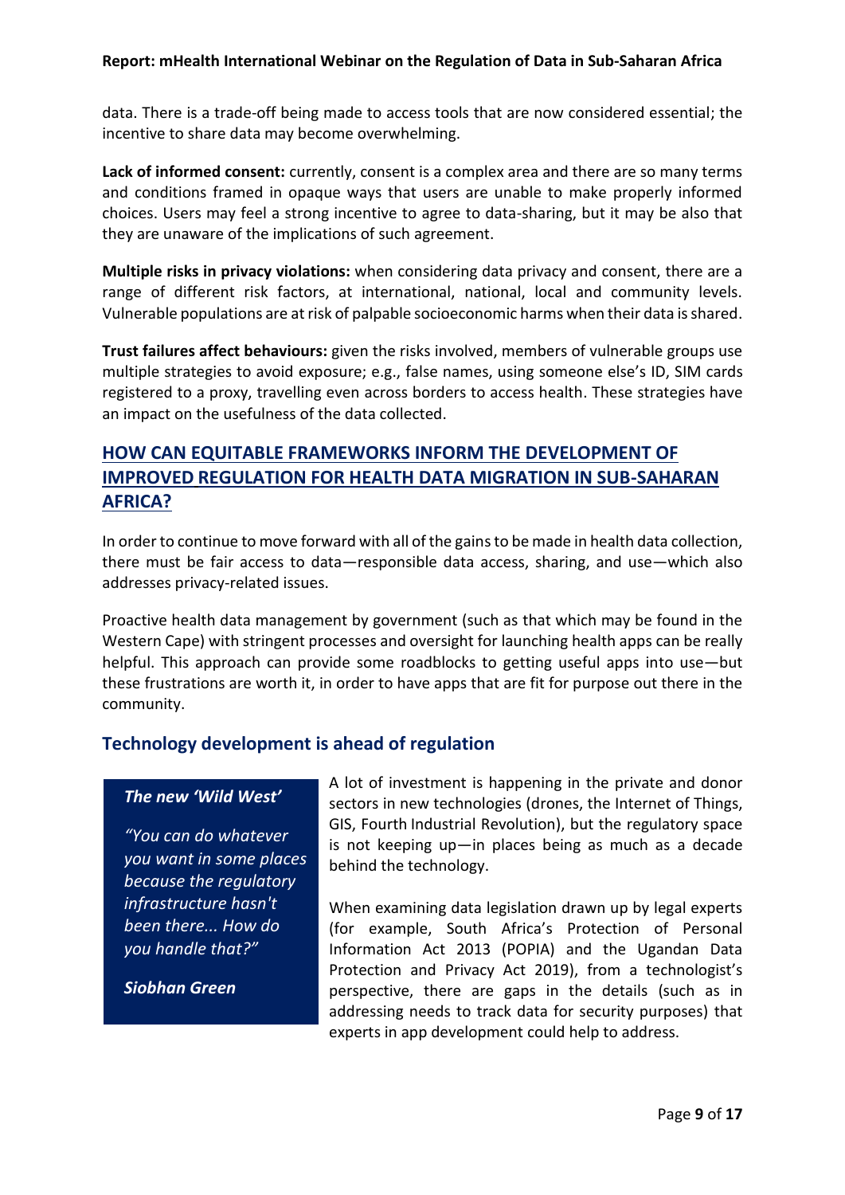data. There is a trade-off being made to access tools that are now considered essential; the incentive to share data may become overwhelming.

**Lack of informed consent:** currently, consent is a complex area and there are so many terms and conditions framed in opaque ways that users are unable to make properly informed choices. Users may feel a strong incentive to agree to data-sharing, but it may be also that they are unaware of the implications of such agreement.

**Multiple risks in privacy violations:** when considering data privacy and consent, there are a range of different risk factors, at international, national, local and community levels. Vulnerable populations are at risk of palpable socioeconomic harms when their data is shared.

**Trust failures affect behaviours:** given the risks involved, members of vulnerable groups use multiple strategies to avoid exposure; e.g., false names, using someone else's ID, SIM cards registered to a proxy, travelling even across borders to access health. These strategies have an impact on the usefulness of the data collected.

## HOW CAN EQUITABLE FRAMEWORKS INFORM THE DEVELOPMENT OF IMPROVED REGULATION FOR HEALTH DATA MIGRATION IN SUB-SAHARAN AFRICA?

In order to continue to move forward with all of the gains to be made in health data collection, there must be fair access to data—responsible data access, sharing, and use—which also addresses privacy-related issues.

Proactive health data management by government (such as that which may be found in the Western Cape) with stringent processes and oversight for launching health apps can be really helpful. This approach can provide some roadblocks to getting useful apps into use—but these frustrations are worth it, in order to have apps that are fit for purpose out there in the community.

### Technology development is ahead of regulation

> ***The new 'Wild West'***
>
> *"You can do whatever you want in some places because the regulatory infrastructure hasn't been there... How do you handle that?"*
>
> ***Siobhan Green***

A lot of investment is happening in the private and donor sectors in new technologies (drones, the Internet of Things, GIS, Fourth Industrial Revolution), but the regulatory space is not keeping up—in places being as much as a decade behind the technology.

When examining data legislation drawn up by legal experts (for example, South Africa's Protection of Personal Information Act 2013 (POPIA) and the Ugandan Data Protection and Privacy Act 2019), from a technologist's perspective, there are gaps in the details (such as in addressing needs to track data for security purposes) that experts in app development could help to address.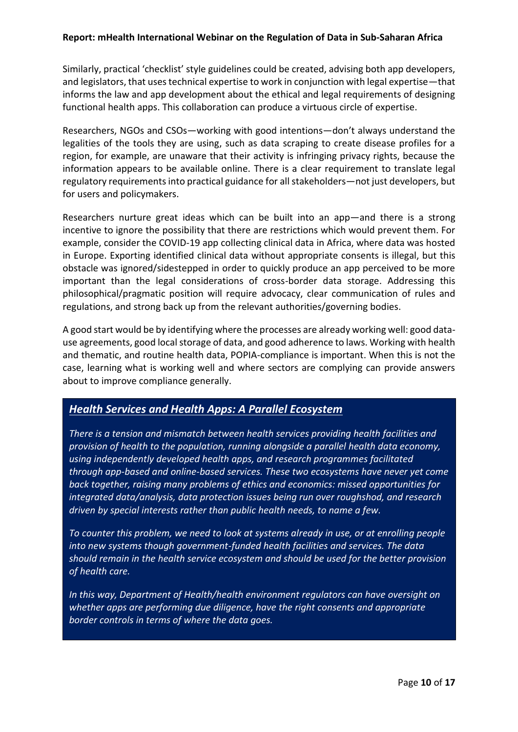Similarly, practical 'checklist' style guidelines could be created, advising both app developers, and legislators, that uses technical expertise to work in conjunction with legal expertise—that informs the law and app development about the ethical and legal requirements of designing functional health apps. This collaboration can produce a virtuous circle of expertise.

Researchers, NGOs and CSOs—working with good intentions—don't always understand the legalities of the tools they are using, such as data scraping to create disease profiles for a region, for example, are unaware that their activity is infringing privacy rights, because the information appears to be available online. There is a clear requirement to translate legal regulatory requirements into practical guidance for all stakeholders—not just developers, but for users and policymakers.

Researchers nurture great ideas which can be built into an app—and there is a strong incentive to ignore the possibility that there are restrictions which would prevent them. For example, consider the COVID-19 app collecting clinical data in Africa, where data was hosted in Europe. Exporting identified clinical data without appropriate consents is illegal, but this obstacle was ignored/sidestepped in order to quickly produce an app perceived to be more important than the legal considerations of cross-border data storage. Addressing this philosophical/pragmatic position will require advocacy, clear communication of rules and regulations, and strong back up from the relevant authorities/governing bodies.

A good start would be by identifying where the processes are already working well: good data-use agreements, good local storage of data, and good adherence to laws. Working with health and thematic, and routine health data, POPIA-compliance is important. When this is not the case, learning what is working well and where sectors are complying can provide answers about to improve compliance generally.

### ***Health Services and Health Apps: A Parallel Ecosystem***

*There is a tension and mismatch between health services providing health facilities and provision of health to the population, running alongside a parallel health data economy, using independently developed health apps, and research programmes facilitated through app-based and online-based services. These two ecosystems have never yet come back together, raising many problems of ethics and economics: missed opportunities for integrated data/analysis, data protection issues being run over roughshod, and research driven by special interests rather than public health needs, to name a few.*

*To counter this problem, we need to look at systems already in use, or at enrolling people into new systems though government-funded health facilities and services. The data should remain in the health service ecosystem and should be used for the better provision of health care.*

*In this way, Department of Health/health environment regulators can have oversight on whether apps are performing due diligence, have the right consents and appropriate border controls in terms of where the data goes.*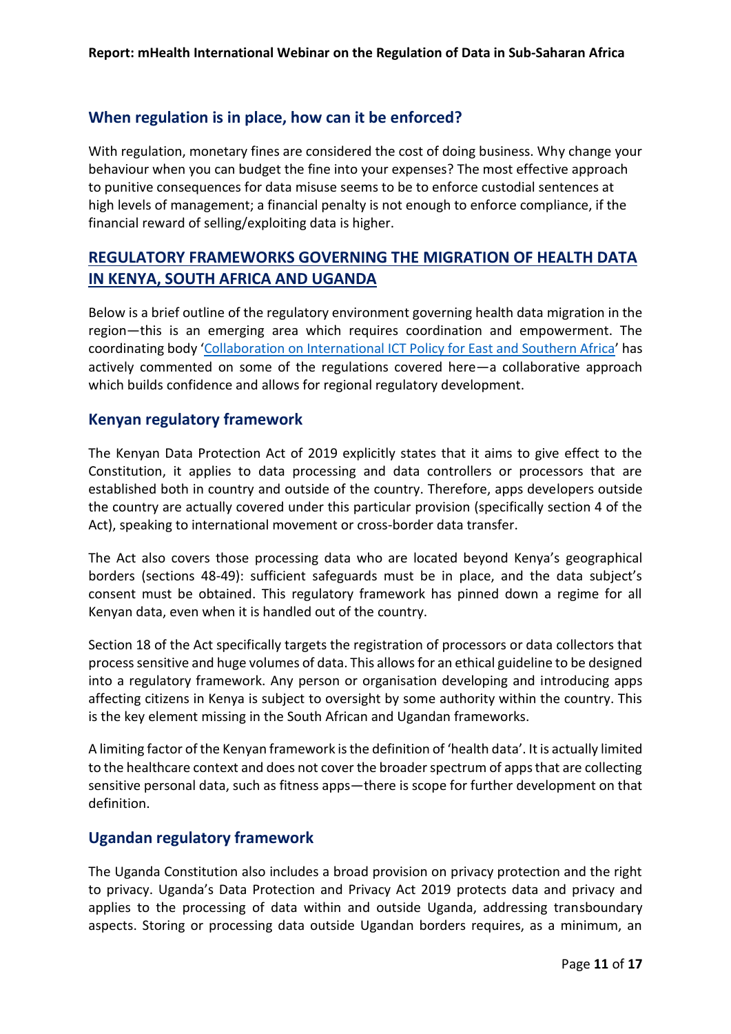### When regulation is in place, how can it be enforced?

With regulation, monetary fines are considered the cost of doing business. Why change your behaviour when you can budget the fine into your expenses? The most effective approach to punitive consequences for data misuse seems to be to enforce custodial sentences at high levels of management; a financial penalty is not enough to enforce compliance, if the financial reward of selling/exploiting data is higher.

## REGULATORY FRAMEWORKS GOVERNING THE MIGRATION OF HEALTH DATA IN KENYA, SOUTH AFRICA AND UGANDA

Below is a brief outline of the regulatory environment governing health data migration in the region—this is an emerging area which requires coordination and empowerment. The coordinating body 'Collaboration on International ICT Policy for East and Southern Africa' has actively commented on some of the regulations covered here—a collaborative approach which builds confidence and allows for regional regulatory development.

### Kenyan regulatory framework

The Kenyan Data Protection Act of 2019 explicitly states that it aims to give effect to the Constitution, it applies to data processing and data controllers or processors that are established both in country and outside of the country. Therefore, apps developers outside the country are actually covered under this particular provision (specifically section 4 of the Act), speaking to international movement or cross-border data transfer.

The Act also covers those processing data who are located beyond Kenya's geographical borders (sections 48-49): sufficient safeguards must be in place, and the data subject's consent must be obtained. This regulatory framework has pinned down a regime for all Kenyan data, even when it is handled out of the country.

Section 18 of the Act specifically targets the registration of processors or data collectors that process sensitive and huge volumes of data. This allows for an ethical guideline to be designed into a regulatory framework. Any person or organisation developing and introducing apps affecting citizens in Kenya is subject to oversight by some authority within the country. This is the key element missing in the South African and Ugandan frameworks.

A limiting factor of the Kenyan framework is the definition of 'health data'. It is actually limited to the healthcare context and does not cover the broader spectrum of apps that are collecting sensitive personal data, such as fitness apps—there is scope for further development on that definition.

### Ugandan regulatory framework

The Uganda Constitution also includes a broad provision on privacy protection and the right to privacy. Uganda's Data Protection and Privacy Act 2019 protects data and privacy and applies to the processing of data within and outside Uganda, addressing transboundary aspects. Storing or processing data outside Ugandan borders requires, as a minimum, an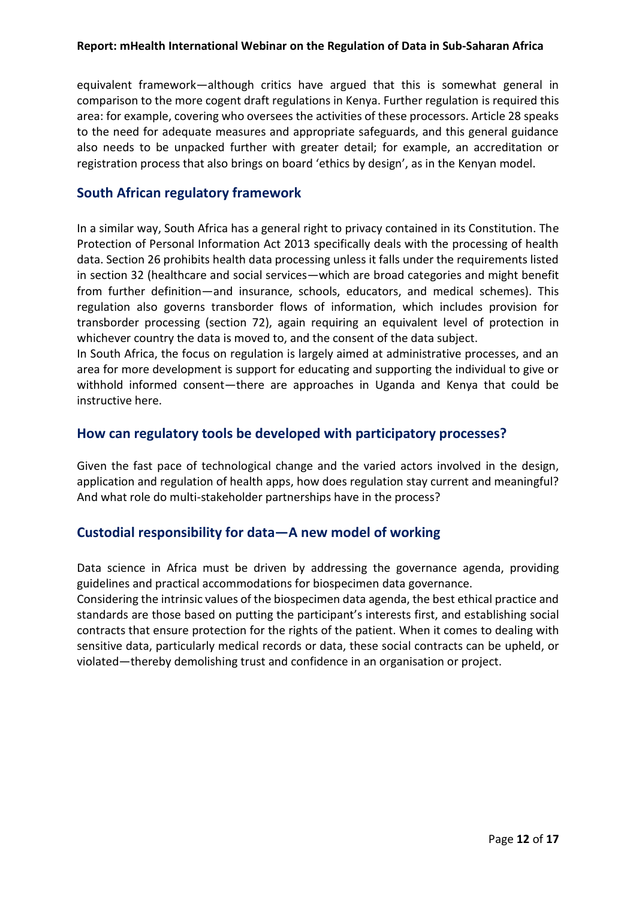equivalent framework—although critics have argued that this is somewhat general in comparison to the more cogent draft regulations in Kenya. Further regulation is required this area: for example, covering who oversees the activities of these processors. Article 28 speaks to the need for adequate measures and appropriate safeguards, and this general guidance also needs to be unpacked further with greater detail; for example, an accreditation or registration process that also brings on board 'ethics by design', as in the Kenyan model.

## South African regulatory framework

In a similar way, South Africa has a general right to privacy contained in its Constitution. The Protection of Personal Information Act 2013 specifically deals with the processing of health data. Section 26 prohibits health data processing unless it falls under the requirements listed in section 32 (healthcare and social services—which are broad categories and might benefit from further definition—and insurance, schools, educators, and medical schemes). This regulation also governs transborder flows of information, which includes provision for transborder processing (section 72), again requiring an equivalent level of protection in whichever country the data is moved to, and the consent of the data subject.

In South Africa, the focus on regulation is largely aimed at administrative processes, and an area for more development is support for educating and supporting the individual to give or withhold informed consent—there are approaches in Uganda and Kenya that could be instructive here.

## How can regulatory tools be developed with participatory processes?

Given the fast pace of technological change and the varied actors involved in the design, application and regulation of health apps, how does regulation stay current and meaningful? And what role do multi-stakeholder partnerships have in the process?

## Custodial responsibility for data—A new model of working

Data science in Africa must be driven by addressing the governance agenda, providing guidelines and practical accommodations for biospecimen data governance.

Considering the intrinsic values of the biospecimen data agenda, the best ethical practice and standards are those based on putting the participant's interests first, and establishing social contracts that ensure protection for the rights of the patient. When it comes to dealing with sensitive data, particularly medical records or data, these social contracts can be upheld, or violated—thereby demolishing trust and confidence in an organisation or project.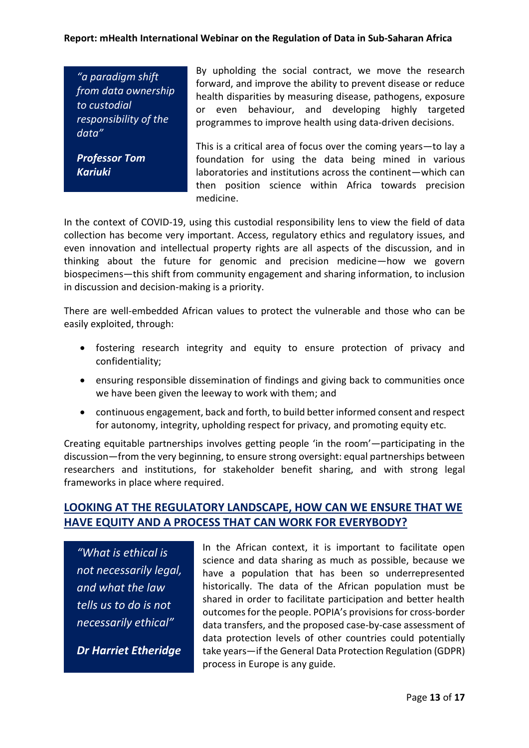> *"a paradigm shift from data ownership to custodial responsibility of the data"*
>
> ***Professor Tom Kariuki***

By upholding the social contract, we move the research forward, and improve the ability to prevent disease or reduce health disparities by measuring disease, pathogens, exposure or even behaviour, and developing highly targeted programmes to improve health using data-driven decisions.

This is a critical area of focus over the coming years—to lay a foundation for using the data being mined in various laboratories and institutions across the continent—which can then position science within Africa towards precision medicine.

In the context of COVID-19, using this custodial responsibility lens to view the field of data collection has become very important. Access, regulatory ethics and regulatory issues, and even innovation and intellectual property rights are all aspects of the discussion, and in thinking about the future for genomic and precision medicine—how we govern biospecimens—this shift from community engagement and sharing information, to inclusion in discussion and decision-making is a priority.

There are well-embedded African values to protect the vulnerable and those who can be easily exploited, through:

- fostering research integrity and equity to ensure protection of privacy and confidentiality;
- ensuring responsible dissemination of findings and giving back to communities once we have been given the leeway to work with them; and
- continuous engagement, back and forth, to build better informed consent and respect for autonomy, integrity, upholding respect for privacy, and promoting equity etc.

Creating equitable partnerships involves getting people 'in the room'—participating in the discussion—from the very beginning, to ensure strong oversight: equal partnerships between researchers and institutions, for stakeholder benefit sharing, and with strong legal frameworks in place where required.

## LOOKING AT THE REGULATORY LANDSCAPE, HOW CAN WE ENSURE THAT WE HAVE EQUITY AND A PROCESS THAT CAN WORK FOR EVERYBODY?

> *"What is ethical is not necessarily legal, and what the law tells us to do is not necessarily ethical"*
>
> ***Dr Harriet Etheridge***

In the African context, it is important to facilitate open science and data sharing as much as possible, because we have a population that has been so underrepresented historically. The data of the African population must be shared in order to facilitate participation and better health outcomes for the people. POPIA's provisions for cross-border data transfers, and the proposed case-by-case assessment of data protection levels of other countries could potentially take years—if the General Data Protection Regulation (GDPR) process in Europe is any guide.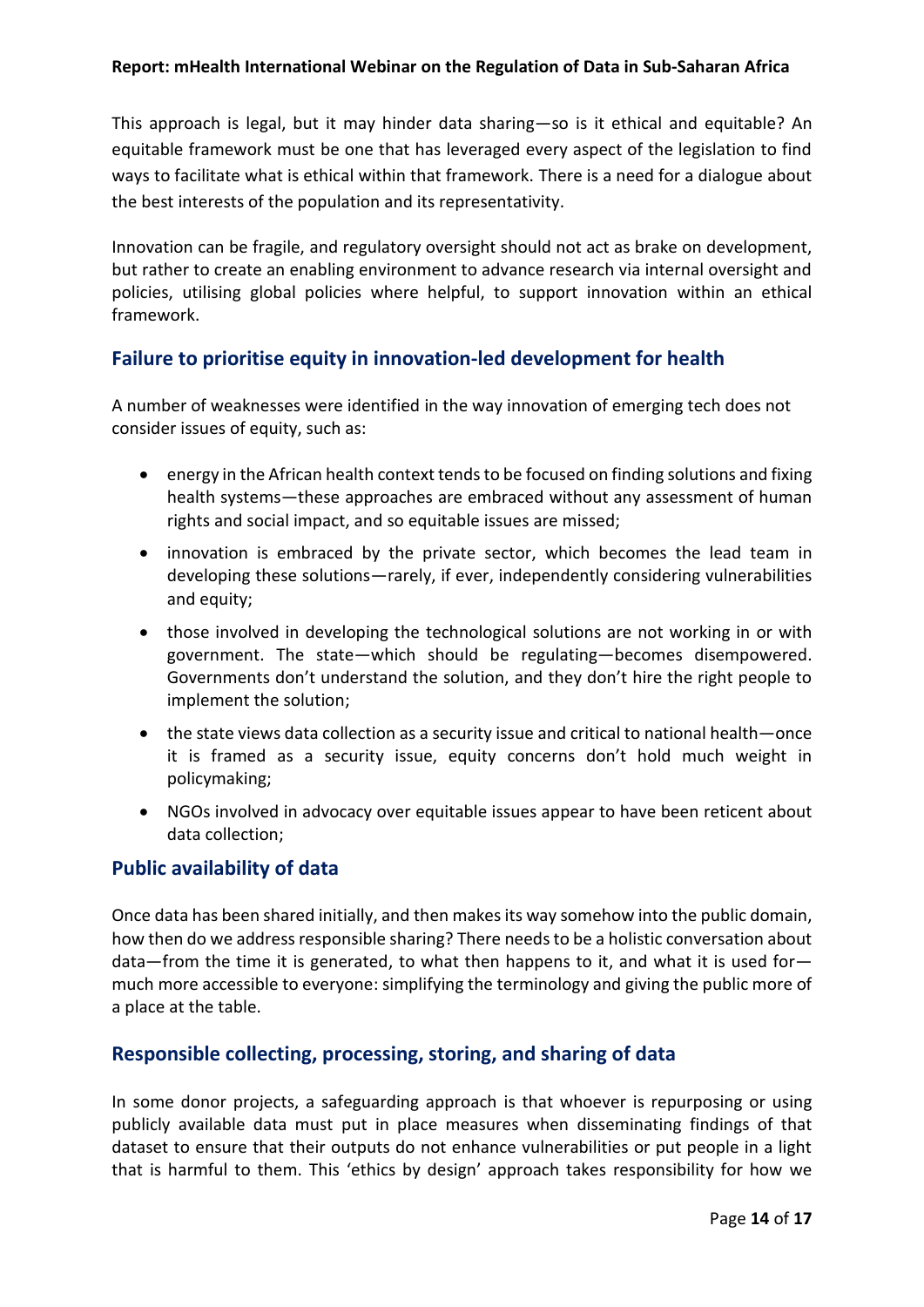This approach is legal, but it may hinder data sharing—so is it ethical and equitable? An equitable framework must be one that has leveraged every aspect of the legislation to find ways to facilitate what is ethical within that framework. There is a need for a dialogue about the best interests of the population and its representativity.

Innovation can be fragile, and regulatory oversight should not act as brake on development, but rather to create an enabling environment to advance research via internal oversight and policies, utilising global policies where helpful, to support innovation within an ethical framework.

## Failure to prioritise equity in innovation-led development for health

A number of weaknesses were identified in the way innovation of emerging tech does not consider issues of equity, such as:

- energy in the African health context tends to be focused on finding solutions and fixing health systems—these approaches are embraced without any assessment of human rights and social impact, and so equitable issues are missed;
- innovation is embraced by the private sector, which becomes the lead team in developing these solutions—rarely, if ever, independently considering vulnerabilities and equity;
- those involved in developing the technological solutions are not working in or with government. The state—which should be regulating—becomes disempowered. Governments don't understand the solution, and they don't hire the right people to implement the solution;
- the state views data collection as a security issue and critical to national health—once it is framed as a security issue, equity concerns don't hold much weight in policymaking;
- NGOs involved in advocacy over equitable issues appear to have been reticent about data collection;

## Public availability of data

Once data has been shared initially, and then makes its way somehow into the public domain, how then do we address responsible sharing? There needs to be a holistic conversation about data—from the time it is generated, to what then happens to it, and what it is used for—much more accessible to everyone: simplifying the terminology and giving the public more of a place at the table.

## Responsible collecting, processing, storing, and sharing of data

In some donor projects, a safeguarding approach is that whoever is repurposing or using publicly available data must put in place measures when disseminating findings of that dataset to ensure that their outputs do not enhance vulnerabilities or put people in a light that is harmful to them. This 'ethics by design' approach takes responsibility for how we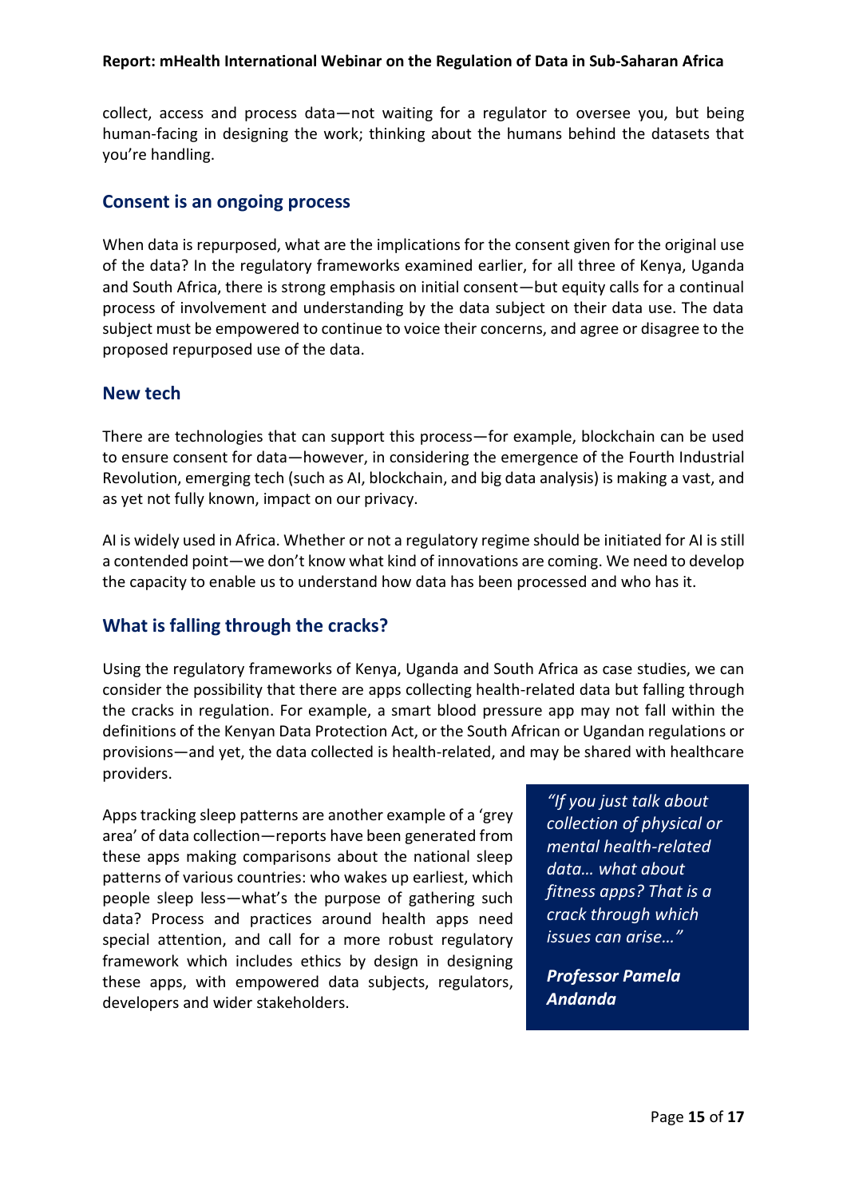collect, access and process data—not waiting for a regulator to oversee you, but being human-facing in designing the work; thinking about the humans behind the datasets that you're handling.

## Consent is an ongoing process

When data is repurposed, what are the implications for the consent given for the original use of the data? In the regulatory frameworks examined earlier, for all three of Kenya, Uganda and South Africa, there is strong emphasis on initial consent—but equity calls for a continual process of involvement and understanding by the data subject on their data use. The data subject must be empowered to continue to voice their concerns, and agree or disagree to the proposed repurposed use of the data.

## New tech

There are technologies that can support this process—for example, blockchain can be used to ensure consent for data—however, in considering the emergence of the Fourth Industrial Revolution, emerging tech (such as AI, blockchain, and big data analysis) is making a vast, and as yet not fully known, impact on our privacy.

AI is widely used in Africa. Whether or not a regulatory regime should be initiated for AI is still a contended point—we don't know what kind of innovations are coming. We need to develop the capacity to enable us to understand how data has been processed and who has it.

## What is falling through the cracks?

Using the regulatory frameworks of Kenya, Uganda and South Africa as case studies, we can consider the possibility that there are apps collecting health-related data but falling through the cracks in regulation. For example, a smart blood pressure app may not fall within the definitions of the Kenyan Data Protection Act, or the South African or Ugandan regulations or provisions—and yet, the data collected is health-related, and may be shared with healthcare providers.

Apps tracking sleep patterns are another example of a 'grey area' of data collection—reports have been generated from these apps making comparisons about the national sleep patterns of various countries: who wakes up earliest, which people sleep less—what's the purpose of gathering such data? Process and practices around health apps need special attention, and call for a more robust regulatory framework which includes ethics by design in designing these apps, with empowered data subjects, regulators, developers and wider stakeholders.

> *"If you just talk about collection of physical or mental health-related data… what about fitness apps? That is a crack through which issues can arise…"*
>
> ***Professor Pamela Andanda***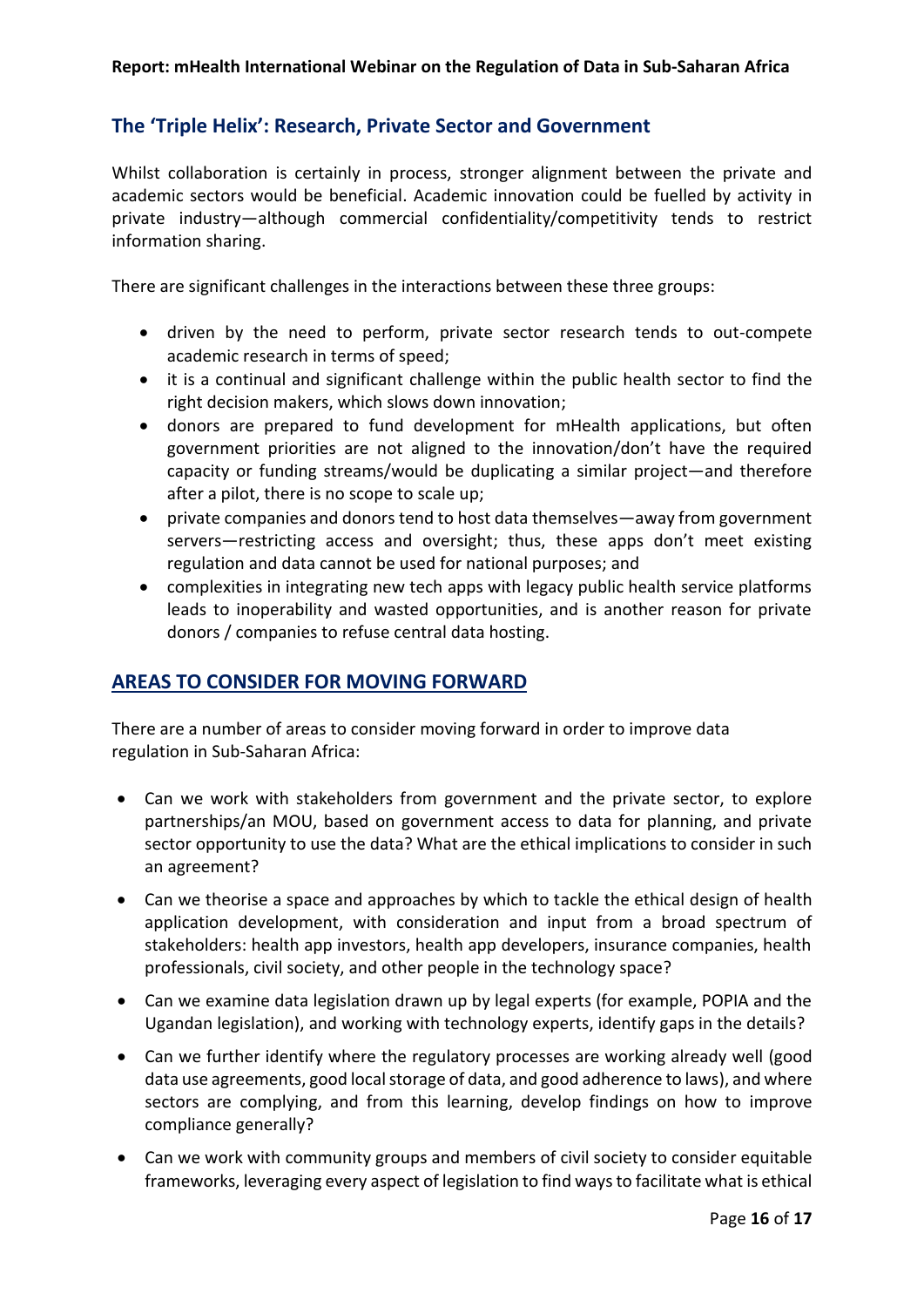## The 'Triple Helix': Research, Private Sector and Government

Whilst collaboration is certainly in process, stronger alignment between the private and academic sectors would be beneficial. Academic innovation could be fuelled by activity in private industry—although commercial confidentiality/competitivity tends to restrict information sharing.

There are significant challenges in the interactions between these three groups:

- driven by the need to perform, private sector research tends to out-compete academic research in terms of speed;
- it is a continual and significant challenge within the public health sector to find the right decision makers, which slows down innovation;
- donors are prepared to fund development for mHealth applications, but often government priorities are not aligned to the innovation/don't have the required capacity or funding streams/would be duplicating a similar project—and therefore after a pilot, there is no scope to scale up;
- private companies and donors tend to host data themselves—away from government servers—restricting access and oversight; thus, these apps don't meet existing regulation and data cannot be used for national purposes; and
- complexities in integrating new tech apps with legacy public health service platforms leads to inoperability and wasted opportunities, and is another reason for private donors / companies to refuse central data hosting.

## AREAS TO CONSIDER FOR MOVING FORWARD

There are a number of areas to consider moving forward in order to improve data regulation in Sub-Saharan Africa:

- Can we work with stakeholders from government and the private sector, to explore partnerships/an MOU, based on government access to data for planning, and private sector opportunity to use the data? What are the ethical implications to consider in such an agreement?
- Can we theorise a space and approaches by which to tackle the ethical design of health application development, with consideration and input from a broad spectrum of stakeholders: health app investors, health app developers, insurance companies, health professionals, civil society, and other people in the technology space?
- Can we examine data legislation drawn up by legal experts (for example, POPIA and the Ugandan legislation), and working with technology experts, identify gaps in the details?
- Can we further identify where the regulatory processes are working already well (good data use agreements, good local storage of data, and good adherence to laws), and where sectors are complying, and from this learning, develop findings on how to improve compliance generally?
- Can we work with community groups and members of civil society to consider equitable frameworks, leveraging every aspect of legislation to find ways to facilitate what is ethical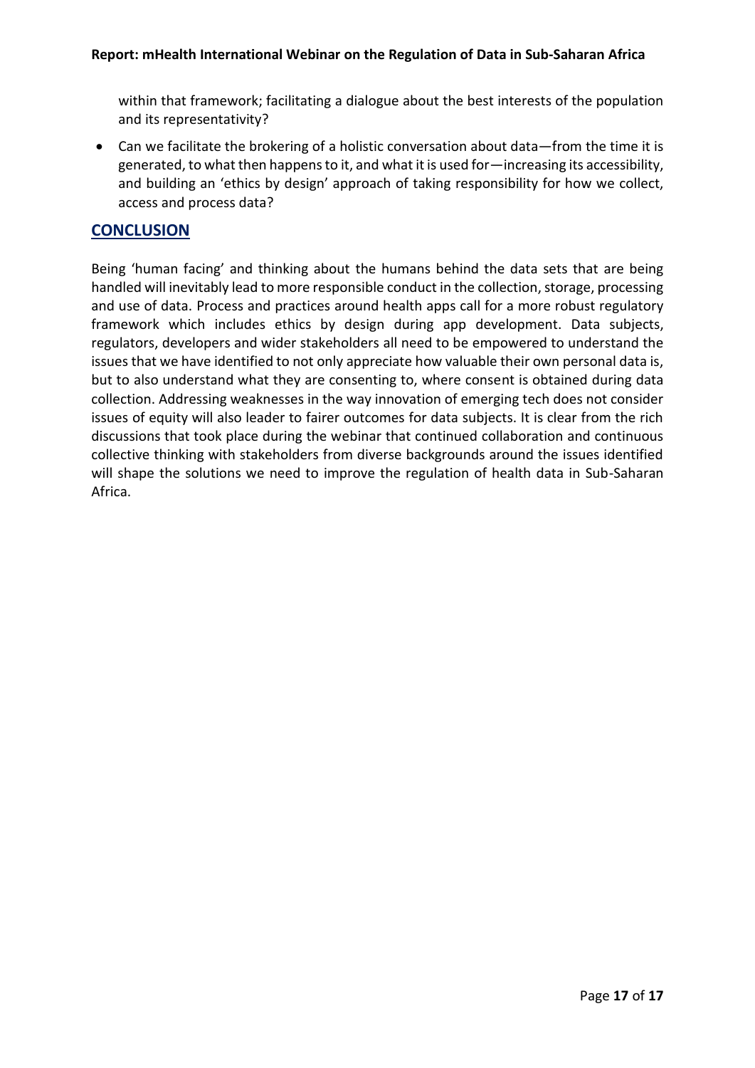within that framework; facilitating a dialogue about the best interests of the population and its representativity?

- Can we facilitate the brokering of a holistic conversation about data—from the time it is generated, to what then happens to it, and what it is used for—increasing its accessibility, and building an 'ethics by design' approach of taking responsibility for how we collect, access and process data?

## CONCLUSION

Being 'human facing' and thinking about the humans behind the data sets that are being handled will inevitably lead to more responsible conduct in the collection, storage, processing and use of data. Process and practices around health apps call for a more robust regulatory framework which includes ethics by design during app development. Data subjects, regulators, developers and wider stakeholders all need to be empowered to understand the issues that we have identified to not only appreciate how valuable their own personal data is, but to also understand what they are consenting to, where consent is obtained during data collection. Addressing weaknesses in the way innovation of emerging tech does not consider issues of equity will also leader to fairer outcomes for data subjects. It is clear from the rich discussions that took place during the webinar that continued collaboration and continuous collective thinking with stakeholders from diverse backgrounds around the issues identified will shape the solutions we need to improve the regulation of health data in Sub-Saharan Africa.